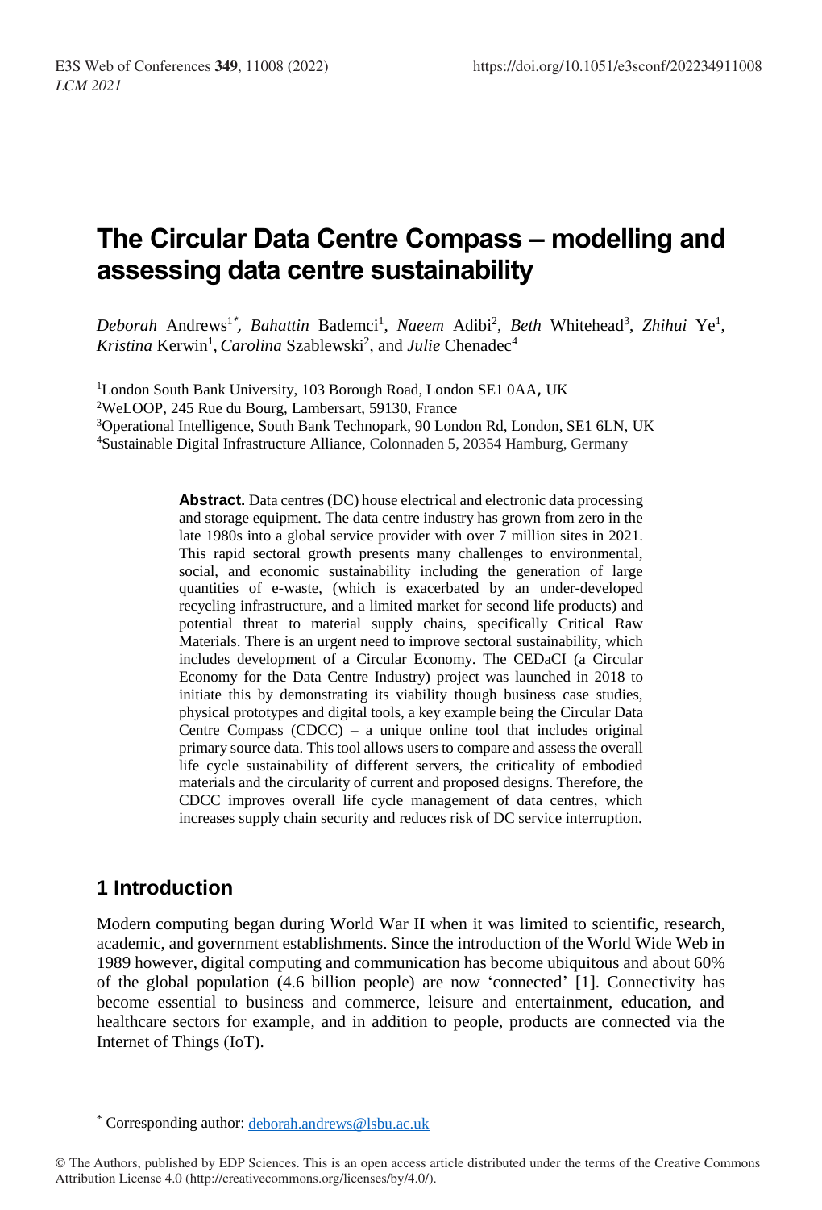# The Circular Data Centre Compass – modelling and assessing data centre sustainability

*Deborah* Andrews[1*], *Bahattin* Bademci[1], *Naeem* Adibi[2], *Beth* Whitehead[3], *Zhihui* Ye[1], *Kristina* Kerwin[1], *Carolina* Szablewski[2], and *Julie* Chenadec[4]

[1]London South Bank University, 103 Borough Road, London SE1 0AA, UK

[2]WeLOOP, 245 Rue du Bourg, Lambersart, 59130, France

[3]Operational Intelligence, South Bank Technopark, 90 London Rd, London, SE1 6LN, UK

[4]Sustainable Digital Infrastructure Alliance, Colonnaden 5, 20354 Hamburg, Germany

**Abstract.** Data centres (DC) house electrical and electronic data processing and storage equipment. The data centre industry has grown from zero in the late 1980s into a global service provider with over 7 million sites in 2021. This rapid sectoral growth presents many challenges to environmental, social, and economic sustainability including the generation of large quantities of e-waste, (which is exacerbated by an under-developed recycling infrastructure, and a limited market for second life products) and potential threat to material supply chains, specifically Critical Raw Materials. There is an urgent need to improve sectoral sustainability, which includes development of a Circular Economy. The CEDaCI (a Circular Economy for the Data Centre Industry) project was launched in 2018 to initiate this by demonstrating its viability though business case studies, physical prototypes and digital tools, a key example being the Circular Data Centre Compass (CDCC) – a unique online tool that includes original primary source data. This tool allows users to compare and assess the overall life cycle sustainability of different servers, the criticality of embodied materials and the circularity of current and proposed designs. Therefore, the CDCC improves overall life cycle management of data centres, which increases supply chain security and reduces risk of DC service interruption.

## 1 Introduction

Modern computing began during World War II when it was limited to scientific, research, academic, and government establishments. Since the introduction of the World Wide Web in 1989 however, digital computing and communication has become ubiquitous and about 60% of the global population (4.6 billion people) are now 'connected' [1]. Connectivity has become essential to business and commerce, leisure and entertainment, education, and healthcare sectors for example, and in addition to people, products are connected via the Internet of Things (IoT).

* Corresponding author: deborah.andrews@lsbu.ac.uk

© The Authors, published by EDP Sciences. This is an open access article distributed under the terms of the Creative Commons Attribution License 4.0 (http://creativecommons.org/licenses/by/4.0/).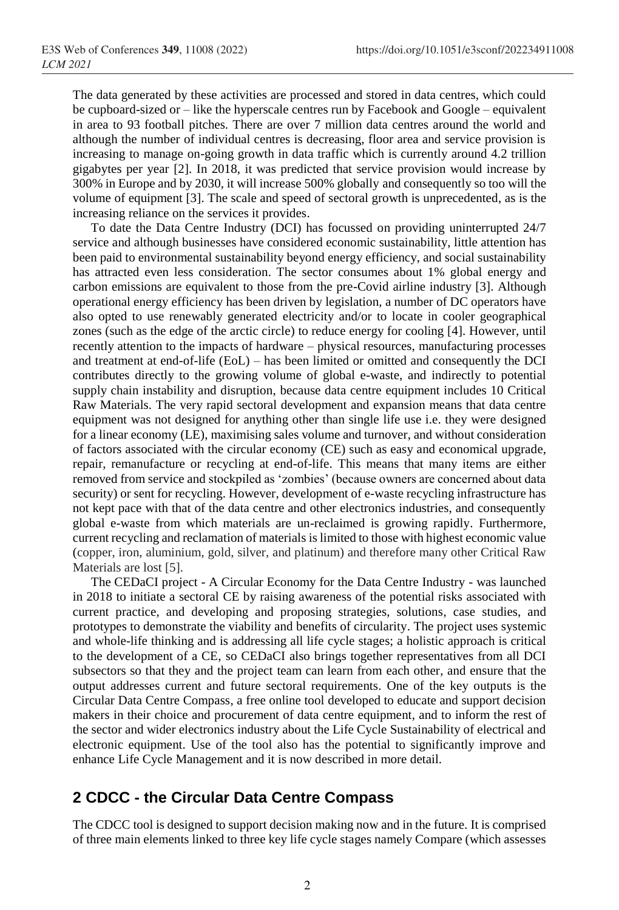The data generated by these activities are processed and stored in data centres, which could be cupboard-sized or – like the hyperscale centres run by Facebook and Google – equivalent in area to 93 football pitches. There are over 7 million data centres around the world and although the number of individual centres is decreasing, floor area and service provision is increasing to manage on-going growth in data traffic which is currently around 4.2 trillion gigabytes per year [2]. In 2018, it was predicted that service provision would increase by 300% in Europe and by 2030, it will increase 500% globally and consequently so too will the volume of equipment [3]. The scale and speed of sectoral growth is unprecedented, as is the increasing reliance on the services it provides.

To date the Data Centre Industry (DCI) has focussed on providing uninterrupted 24/7 service and although businesses have considered economic sustainability, little attention has been paid to environmental sustainability beyond energy efficiency, and social sustainability has attracted even less consideration. The sector consumes about 1% global energy and carbon emissions are equivalent to those from the pre-Covid airline industry [3]. Although operational energy efficiency has been driven by legislation, a number of DC operators have also opted to use renewably generated electricity and/or to locate in cooler geographical zones (such as the edge of the arctic circle) to reduce energy for cooling [4]. However, until recently attention to the impacts of hardware – physical resources, manufacturing processes and treatment at end-of-life (EoL) – has been limited or omitted and consequently the DCI contributes directly to the growing volume of global e-waste, and indirectly to potential supply chain instability and disruption, because data centre equipment includes 10 Critical Raw Materials. The very rapid sectoral development and expansion means that data centre equipment was not designed for anything other than single life use i.e. they were designed for a linear economy (LE), maximising sales volume and turnover, and without consideration of factors associated with the circular economy (CE) such as easy and economical upgrade, repair, remanufacture or recycling at end-of-life. This means that many items are either removed from service and stockpiled as 'zombies' (because owners are concerned about data security) or sent for recycling. However, development of e-waste recycling infrastructure has not kept pace with that of the data centre and other electronics industries, and consequently global e-waste from which materials are un-reclaimed is growing rapidly. Furthermore, current recycling and reclamation of materials is limited to those with highest economic value (copper, iron, aluminium, gold, silver, and platinum) and therefore many other Critical Raw Materials are lost [5].

The CEDaCI project - A Circular Economy for the Data Centre Industry - was launched in 2018 to initiate a sectoral CE by raising awareness of the potential risks associated with current practice, and developing and proposing strategies, solutions, case studies, and prototypes to demonstrate the viability and benefits of circularity. The project uses systemic and whole-life thinking and is addressing all life cycle stages; a holistic approach is critical to the development of a CE, so CEDaCI also brings together representatives from all DCI subsectors so that they and the project team can learn from each other, and ensure that the output addresses current and future sectoral requirements. One of the key outputs is the Circular Data Centre Compass, a free online tool developed to educate and support decision makers in their choice and procurement of data centre equipment, and to inform the rest of the sector and wider electronics industry about the Life Cycle Sustainability of electrical and electronic equipment. Use of the tool also has the potential to significantly improve and enhance Life Cycle Management and it is now described in more detail.

## 2 CDCC - the Circular Data Centre Compass

The CDCC tool is designed to support decision making now and in the future. It is comprised of three main elements linked to three key life cycle stages namely Compare (which assesses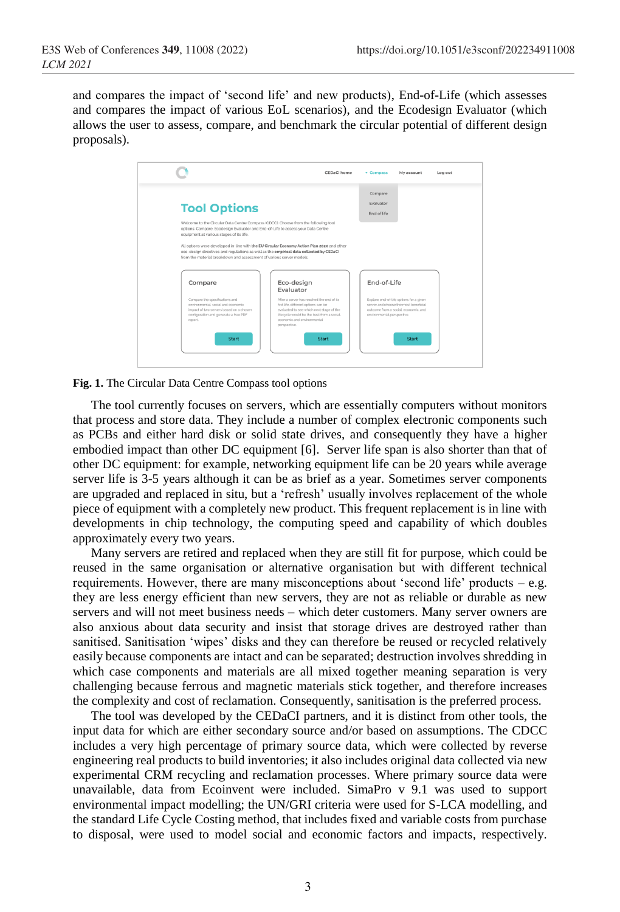and compares the impact of 'second life' and new products), End-of-Life (which assesses and compares the impact of various EoL scenarios), and the Ecodesign Evaluator (which allows the user to assess, compare, and benchmark the circular potential of different design proposals).

**Fig. 1.** The Circular Data Centre Compass tool options

The tool currently focuses on servers, which are essentially computers without monitors that process and store data. They include a number of complex electronic components such as PCBs and either hard disk or solid state drives, and consequently they have a higher embodied impact than other DC equipment [6]. Server life span is also shorter than that of other DC equipment: for example, networking equipment life can be 20 years while average server life is 3-5 years although it can be as brief as a year. Sometimes server components are upgraded and replaced in situ, but a 'refresh' usually involves replacement of the whole piece of equipment with a completely new product. This frequent replacement is in line with developments in chip technology, the computing speed and capability of which doubles approximately every two years.

Many servers are retired and replaced when they are still fit for purpose, which could be reused in the same organisation or alternative organisation but with different technical requirements. However, there are many misconceptions about 'second life' products – e.g. they are less energy efficient than new servers, they are not as reliable or durable as new servers and will not meet business needs – which deter customers. Many server owners are also anxious about data security and insist that storage drives are destroyed rather than sanitised. Sanitisation 'wipes' disks and they can therefore be reused or recycled relatively easily because components are intact and can be separated; destruction involves shredding in which case components and materials are all mixed together meaning separation is very challenging because ferrous and magnetic materials stick together, and therefore increases the complexity and cost of reclamation. Consequently, sanitisation is the preferred process.

The tool was developed by the CEDaCI partners, and it is distinct from other tools, the input data for which are either secondary source and/or based on assumptions. The CDCC includes a very high percentage of primary source data, which were collected by reverse engineering real products to build inventories; it also includes original data collected via new experimental CRM recycling and reclamation processes. Where primary source data were unavailable, data from Ecoinvent were included. SimaPro v 9.1 was used to support environmental impact modelling; the UN/GRI criteria were used for S-LCA modelling, and the standard Life Cycle Costing method, that includes fixed and variable costs from purchase to disposal, were used to model social and economic factors and impacts, respectively.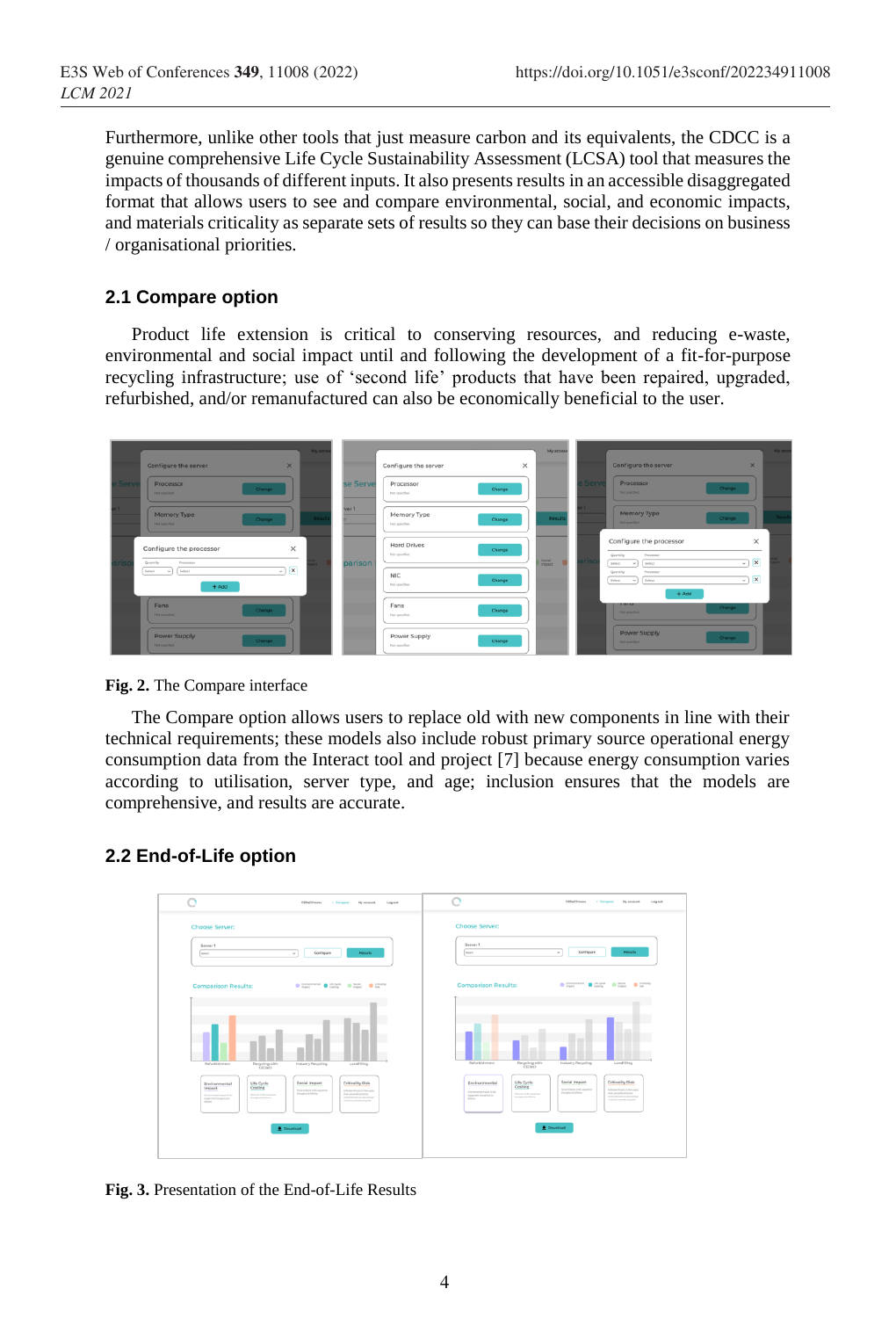Furthermore, unlike other tools that just measure carbon and its equivalents, the CDCC is a genuine comprehensive Life Cycle Sustainability Assessment (LCSA) tool that measures the impacts of thousands of different inputs. It also presents results in an accessible disaggregated format that allows users to see and compare environmental, social, and economic impacts, and materials criticality as separate sets of results so they can base their decisions on business / organisational priorities.

## 2.1 Compare option

Product life extension is critical to conserving resources, and reducing e-waste, environmental and social impact until and following the development of a fit-for-purpose recycling infrastructure; use of 'second life' products that have been repaired, upgraded, refurbished, and/or remanufactured can also be economically beneficial to the user.

**Fig. 2.** The Compare interface

The Compare option allows users to replace old with new components in line with their technical requirements; these models also include robust primary source operational energy consumption data from the Interact tool and project [7] because energy consumption varies according to utilisation, server type, and age; inclusion ensures that the models are comprehensive, and results are accurate.

## 2.2 End-of-Life option

**Fig. 3.** Presentation of the End-of-Life Results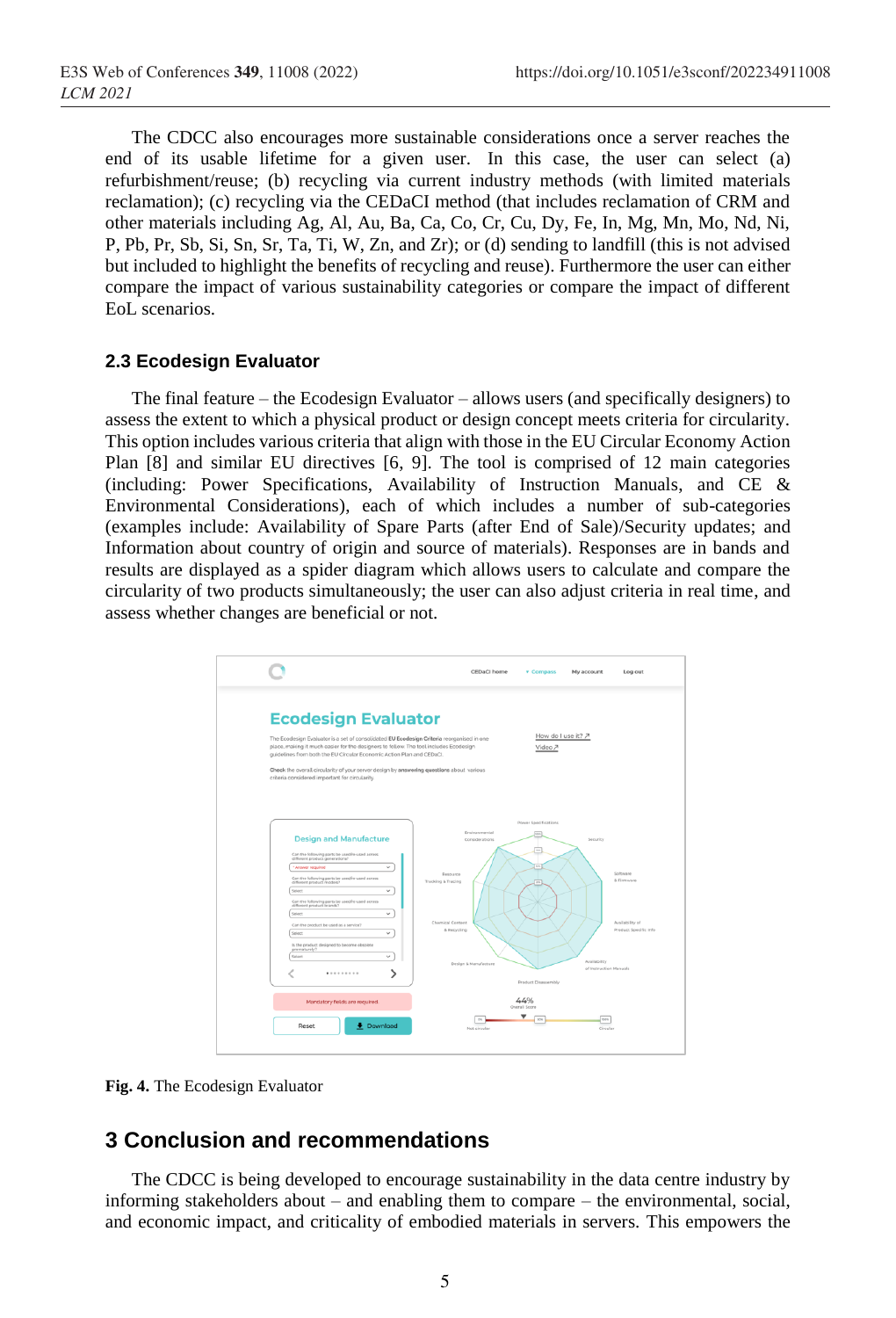The CDCC also encourages more sustainable considerations once a server reaches the end of its usable lifetime for a given user. In this case, the user can select (a) refurbishment/reuse; (b) recycling via current industry methods (with limited materials reclamation); (c) recycling via the CEDaCI method (that includes reclamation of CRM and other materials including Ag, Al, Au, Ba, Ca, Co, Cr, Cu, Dy, Fe, In, Mg, Mn, Mo, Nd, Ni, P, Pb, Pr, Sb, Si, Sn, Sr, Ta, Ti, W, Zn, and Zr); or (d) sending to landfill (this is not advised but included to highlight the benefits of recycling and reuse). Furthermore the user can either compare the impact of various sustainability categories or compare the impact of different EoL scenarios.

### 2.3 Ecodesign Evaluator

The final feature – the Ecodesign Evaluator – allows users (and specifically designers) to assess the extent to which a physical product or design concept meets criteria for circularity. This option includes various criteria that align with those in the EU Circular Economy Action Plan [8] and similar EU directives [6, 9]. The tool is comprised of 12 main categories (including: Power Specifications, Availability of Instruction Manuals, and CE & Environmental Considerations), each of which includes a number of sub-categories (examples include: Availability of Spare Parts (after End of Sale)/Security updates; and Information about country of origin and source of materials). Responses are in bands and results are displayed as a spider diagram which allows users to calculate and compare the circularity of two products simultaneously; the user can also adjust criteria in real time, and assess whether changes are beneficial or not.

**Fig. 4.** The Ecodesign Evaluator

## 3 Conclusion and recommendations

The CDCC is being developed to encourage sustainability in the data centre industry by informing stakeholders about – and enabling them to compare – the environmental, social, and economic impact, and criticality of embodied materials in servers. This empowers the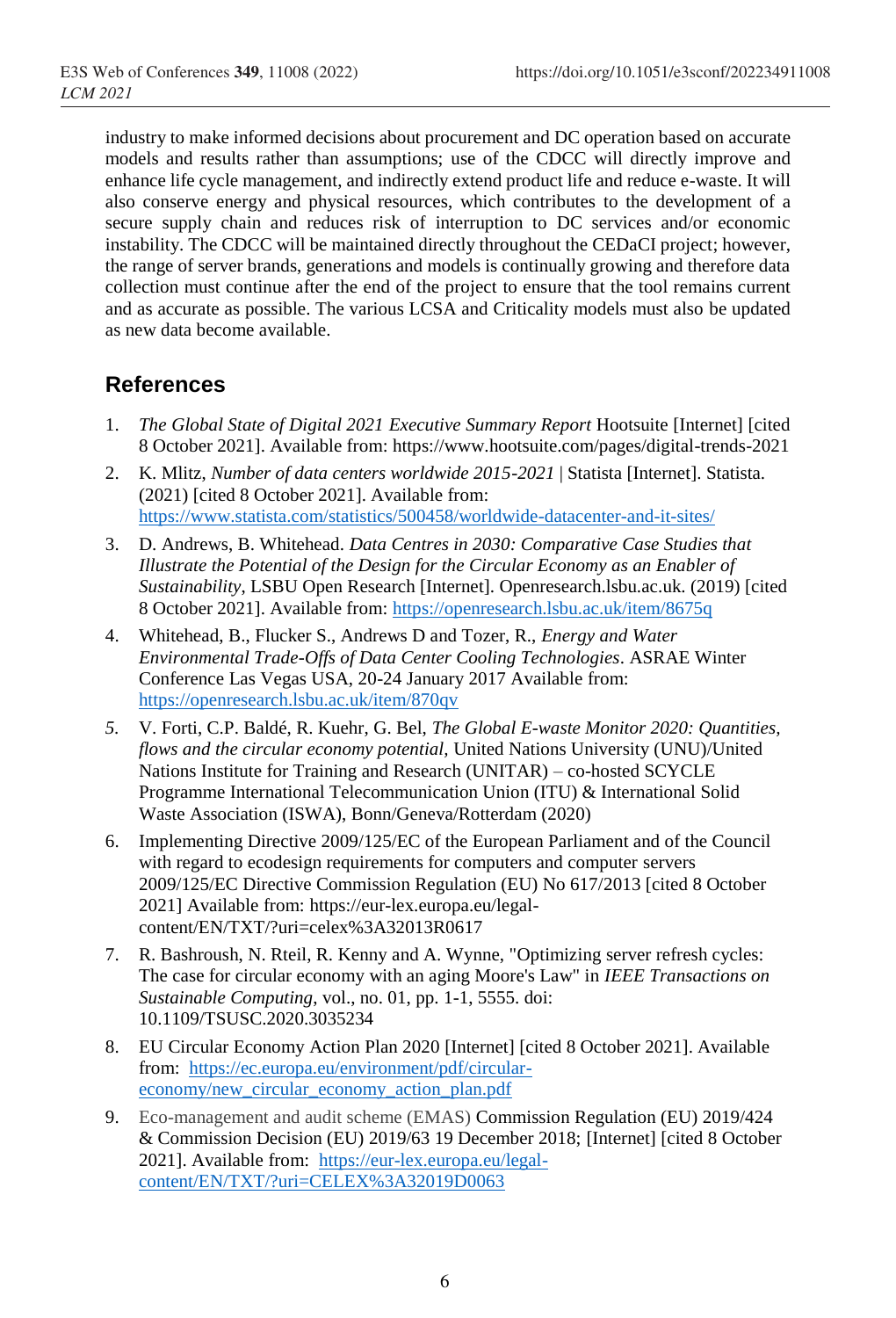industry to make informed decisions about procurement and DC operation based on accurate models and results rather than assumptions; use of the CDCC will directly improve and enhance life cycle management, and indirectly extend product life and reduce e-waste. It will also conserve energy and physical resources, which contributes to the development of a secure supply chain and reduces risk of interruption to DC services and/or economic instability. The CDCC will be maintained directly throughout the CEDaCI project; however, the range of server brands, generations and models is continually growing and therefore data collection must continue after the end of the project to ensure that the tool remains current and as accurate as possible. The various LCSA and Criticality models must also be updated as new data become available.

## References

1. *The Global State of Digital 2021 Executive Summary Report* Hootsuite [Internet] [cited 8 October 2021]. Available from: https://www.hootsuite.com/pages/digital-trends-2021
2. K. Mlitz, *Number of data centers worldwide 2015-2021* | Statista [Internet]. Statista. (2021) [cited 8 October 2021]. Available from: https://www.statista.com/statistics/500458/worldwide-datacenter-and-it-sites/
3. D. Andrews, B. Whitehead. *Data Centres in 2030: Comparative Case Studies that Illustrate the Potential of the Design for the Circular Economy as an Enabler of Sustainability*, LSBU Open Research [Internet]. Openresearch.lsbu.ac.uk. (2019) [cited 8 October 2021]. Available from: https://openresearch.lsbu.ac.uk/item/8675q
4. Whitehead, B., Flucker S., Andrews D and Tozer, R., *Energy and Water Environmental Trade-Offs of Data Center Cooling Technologies*. ASRAE Winter Conference Las Vegas USA, 20-24 January 2017 Available from: https://openresearch.lsbu.ac.uk/item/870qv
5. V. Forti, C.P. Baldé, R. Kuehr, G. Bel, *The Global E-waste Monitor 2020: Quantities, flows and the circular economy potential,* United Nations University (UNU)/United Nations Institute for Training and Research (UNITAR) – co-hosted SCYCLE Programme International Telecommunication Union (ITU) & International Solid Waste Association (ISWA), Bonn/Geneva/Rotterdam (2020)
6. Implementing Directive 2009/125/EC of the European Parliament and of the Council with regard to ecodesign requirements for computers and computer servers 2009/125/EC Directive Commission Regulation (EU) No 617/2013 [cited 8 October 2021] Available from: https://eur-lex.europa.eu/legal-content/EN/TXT/?uri=celex%3A32013R0617
7. R. Bashroush, N. Rteil, R. Kenny and A. Wynne, "Optimizing server refresh cycles: The case for circular economy with an aging Moore's Law" in *IEEE Transactions on Sustainable Computing*, vol., no. 01, pp. 1-1, 5555. doi: 10.1109/TSUSC.2020.3035234
8. EU Circular Economy Action Plan 2020 [Internet] [cited 8 October 2021]. Available from: https://ec.europa.eu/environment/pdf/circular-economy/new_circular_economy_action_plan.pdf
9. Eco-management and audit scheme (EMAS) Commission Regulation (EU) 2019/424 & Commission Decision (EU) 2019/63 19 December 2018; [Internet] [cited 8 October 2021]. Available from: https://eur-lex.europa.eu/legal-content/EN/TXT/?uri=CELEX%3A32019D0063